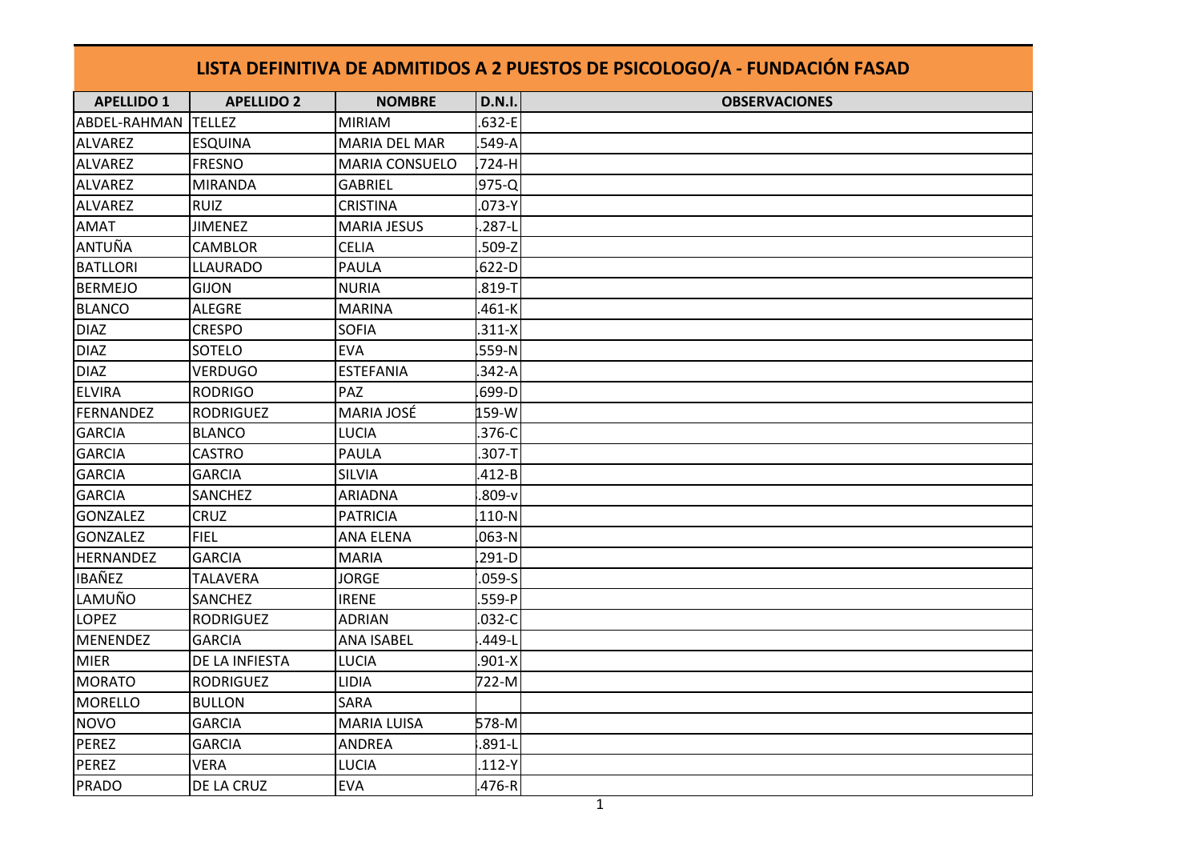# LISTA DEFINITIVA DE ADMITIDOS A 2 PUESTOS DE PSICOLOGO/A - FUNDACIÓN FASAD

| APELLIDO 1 | APELLIDO 2 | NOMBRE | D.N.I. | OBSERVACIONES |
|---|---|---|---|---|
| ABDEL-RAHMAN | TELLEZ | MIRIAM | .632-E | |
| ALVAREZ | ESQUINA | MARIA DEL MAR | .549-A | |
| ALVAREZ | FRESNO | MARIA CONSUELO | .724-H | |
| ALVAREZ | MIRANDA | GABRIEL | 975-Q | |
| ALVAREZ | RUIZ | CRISTINA | .073-Y | |
| AMAT | JIMENEZ | MARIA JESUS | .287-L | |
| ANTUÑA | CAMBLOR | CELIA | .509-Z | |
| BATLLORI | LLAURADO | PAULA | .622-D | |
| BERMEJO | GIJON | NURIA | .819-T | |
| BLANCO | ALEGRE | MARINA | .461-K | |
| DIAZ | CRESPO | SOFIA | .311-X | |
| DIAZ | SOTELO | EVA | .559-N | |
| DIAZ | VERDUGO | ESTEFANIA | .342-A | |
| ELVIRA | RODRIGO | PAZ | .699-D | |
| FERNANDEZ | RODRIGUEZ | MARIA JOSÉ | 159-W | |
| GARCIA | BLANCO | LUCIA | .376-C | |
| GARCIA | CASTRO | PAULA | .307-T | |
| GARCIA | GARCIA | SILVIA | .412-B | |
| GARCIA | SANCHEZ | ARIADNA | .809-v | |
| GONZALEZ | CRUZ | PATRICIA | .110-N | |
| GONZALEZ | FIEL | ANA ELENA | .063-N | |
| HERNANDEZ | GARCIA | MARIA | .291-D | |
| IBAÑEZ | TALAVERA | JORGE | .059-S | |
| LAMUÑO | SANCHEZ | IRENE | .559-P | |
| LOPEZ | RODRIGUEZ | ADRIAN | .032-C | |
| MENENDEZ | GARCIA | ANA ISABEL | .449-L | |
| MIER | DE LA INFIESTA | LUCIA | .901-X | |
| MORATO | RODRIGUEZ | LIDIA | 722-M | |
| MORELLO | BULLON | SARA | | |
| NOVO | GARCIA | MARIA LUISA | 578-M | |
| PEREZ | GARCIA | ANDREA | .891-L | |
| PEREZ | VERA | LUCIA | .112-Y | |
| PRADO | DE LA CRUZ | EVA | .476-R | |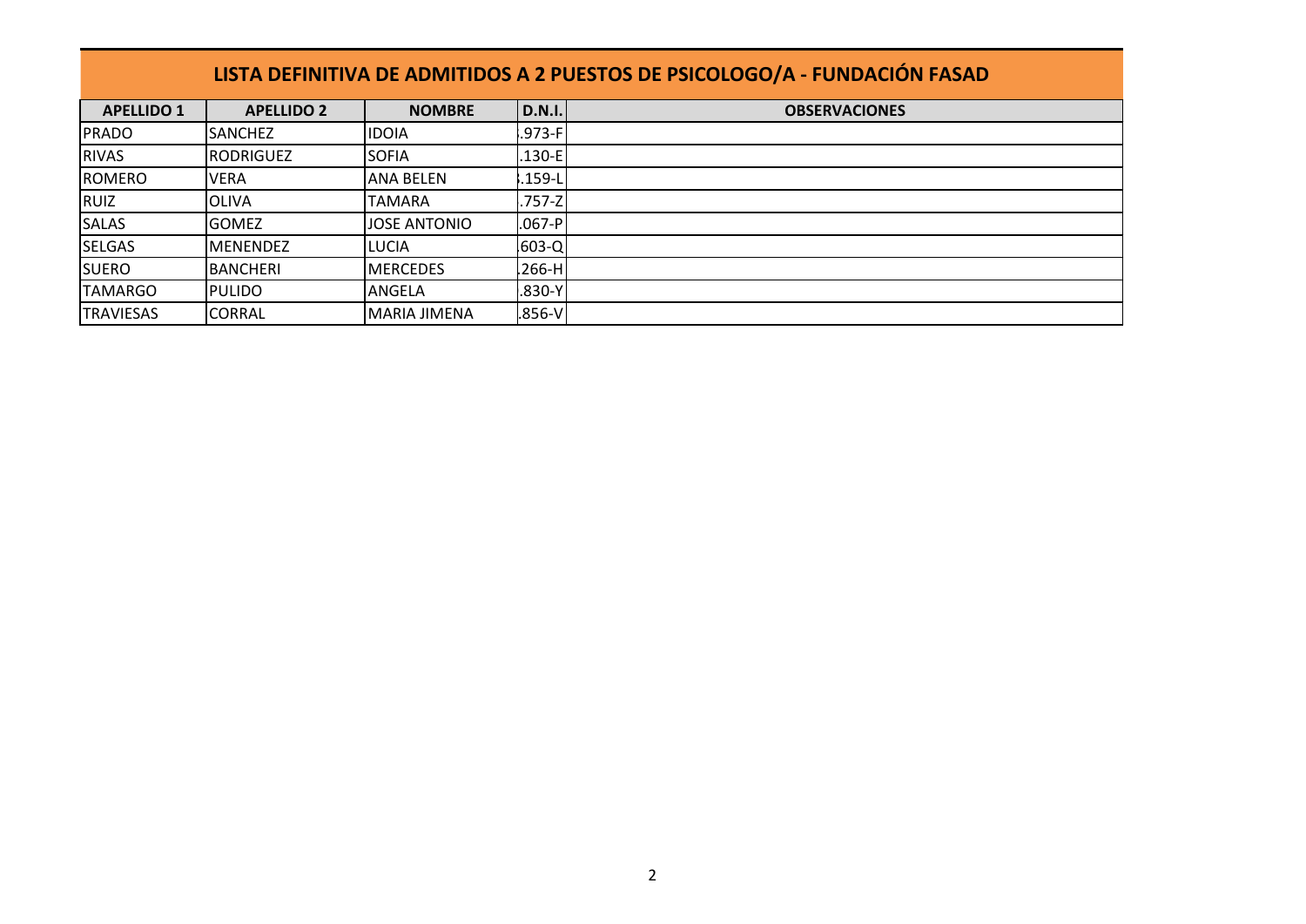## LISTA DEFINITIVA DE ADMITIDOS A 2 PUESTOS DE PSICOLOGO/A - FUNDACIÓN FASAD

| APELLIDO 1 | APELLIDO 2 | NOMBRE | D.N.I. | OBSERVACIONES |
|---|---|---|---|---|
| PRADO | SANCHEZ | IDOIA | .973-F | |
| RIVAS | RODRIGUEZ | SOFIA | .130-E | |
| ROMERO | VERA | ANA BELEN | .159-L | |
| RUIZ | OLIVA | TAMARA | .757-Z | |
| SALAS | GOMEZ | JOSE ANTONIO | .067-P | |
| SELGAS | MENENDEZ | LUCIA | .603-Q | |
| SUERO | BANCHERI | MERCEDES | .266-H | |
| TAMARGO | PULIDO | ANGELA | .830-Y | |
| TRAVIESAS | CORRAL | MARIA JIMENA | .856-V | |